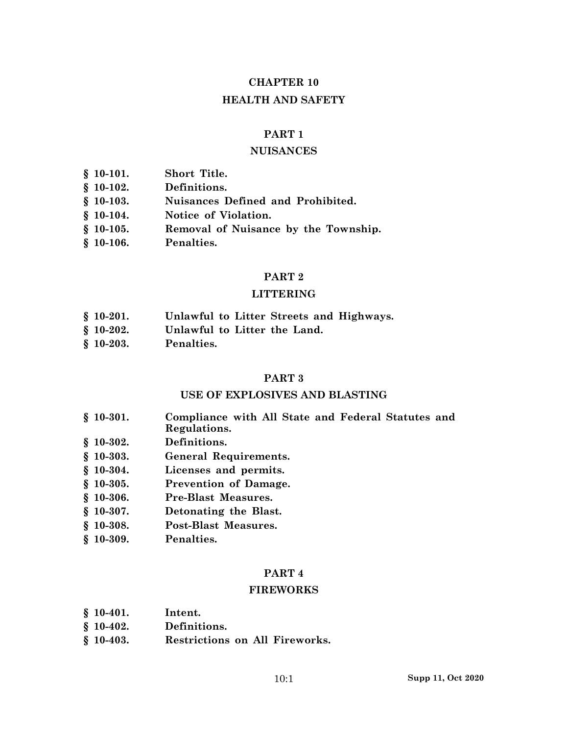# CHAPTER 10

# HEALTH AND SAFETY

## PART 1

## NUISANCES

**§ 10-101.** **Short Title.**
**§ 10-102.** **Definitions.**
**§ 10-103.** **Nuisances Defined and Prohibited.**
**§ 10-104.** **Notice of Violation.**
**§ 10-105.** **Removal of Nuisance by the Township.**
**§ 10-106.** **Penalties.**

## PART 2

## LITTERING

**§ 10-201.** **Unlawful to Litter Streets and Highways.**
**§ 10-202.** **Unlawful to Litter the Land.**
**§ 10-203.** **Penalties.**

## PART 3

## USE OF EXPLOSIVES AND BLASTING

**§ 10-301.** **Compliance with All State and Federal Statutes and Regulations.**
**§ 10-302.** **Definitions.**
**§ 10-303.** **General Requirements.**
**§ 10-304.** **Licenses and permits.**
**§ 10-305.** **Prevention of Damage.**
**§ 10-306.** **Pre-Blast Measures.**
**§ 10-307.** **Detonating the Blast.**
**§ 10-308.** **Post-Blast Measures.**
**§ 10-309.** **Penalties.**

## PART 4

## FIREWORKS

**§ 10-401.** **Intent.**
**§ 10-402.** **Definitions.**
**§ 10-403.** **Restrictions on All Fireworks.**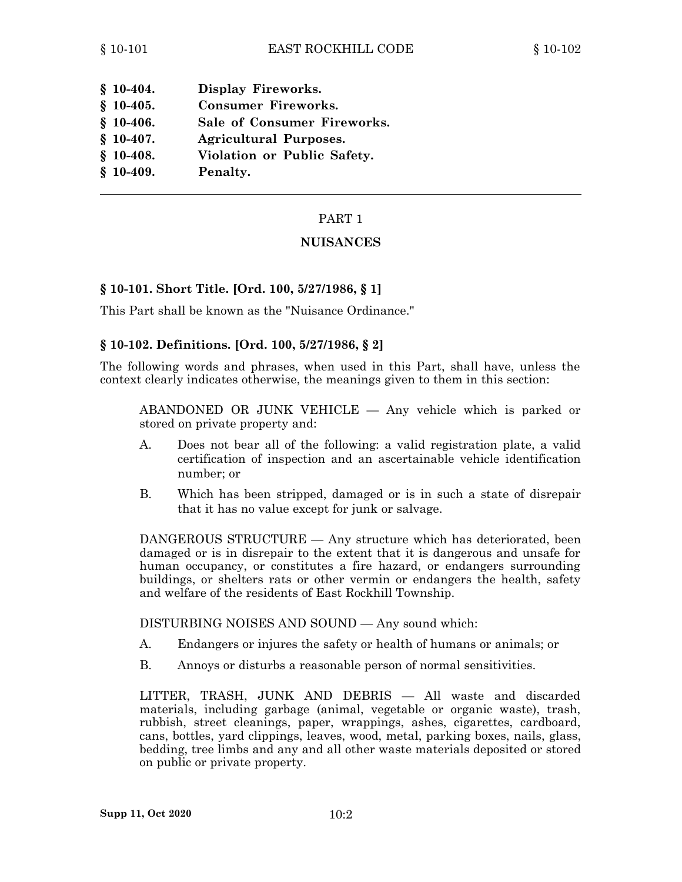| | |
|---|---|
| **§ 10-404.** | **Display Fireworks.** |
| **§ 10-405.** | **Consumer Fireworks.** |
| **§ 10-406.** | **Sale of Consumer Fireworks.** |
| **§ 10-407.** | **Agricultural Purposes.** |
| **§ 10-408.** | **Violation or Public Safety.** |
| **§ 10-409.** | **Penalty.** |

---

# PART 1

# NUISANCES

### § 10-101. Short Title. [Ord. 100, 5/27/1986, § 1]

This Part shall be known as the "Nuisance Ordinance."

### § 10-102. Definitions. [Ord. 100, 5/27/1986, § 2]

The following words and phrases, when used in this Part, shall have, unless the context clearly indicates otherwise, the meanings given to them in this section:

ABANDONED OR JUNK VEHICLE — Any vehicle which is parked or stored on private property and:

A. Does not bear all of the following: a valid registration plate, a valid certification of inspection and an ascertainable vehicle identification number; or

B. Which has been stripped, damaged or is in such a state of disrepair that it has no value except for junk or salvage.

DANGEROUS STRUCTURE — Any structure which has deteriorated, been damaged or is in disrepair to the extent that it is dangerous and unsafe for human occupancy, or constitutes a fire hazard, or endangers surrounding buildings, or shelters rats or other vermin or endangers the health, safety and welfare of the residents of East Rockhill Township.

DISTURBING NOISES AND SOUND — Any sound which:

A. Endangers or injures the safety or health of humans or animals; or

B. Annoys or disturbs a reasonable person of normal sensitivities.

LITTER, TRASH, JUNK AND DEBRIS — All waste and discarded materials, including garbage (animal, vegetable or organic waste), trash, rubbish, street cleanings, paper, wrappings, ashes, cigarettes, cardboard, cans, bottles, yard clippings, leaves, wood, metal, parking boxes, nails, glass, bedding, tree limbs and any and all other waste materials deposited or stored on public or private property.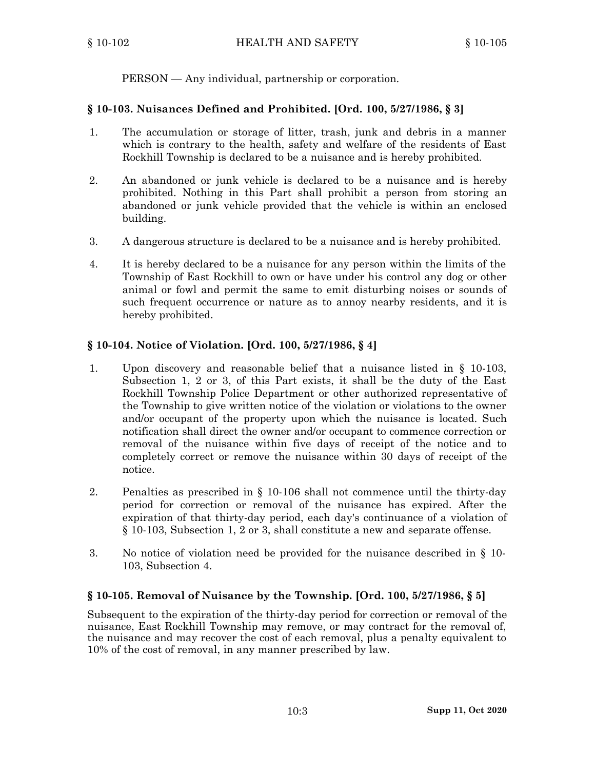PERSON — Any individual, partnership or corporation.

## § 10-103. Nuisances Defined and Prohibited. [Ord. 100, 5/27/1986, § 3]

1. The accumulation or storage of litter, trash, junk and debris in a manner which is contrary to the health, safety and welfare of the residents of East Rockhill Township is declared to be a nuisance and is hereby prohibited.

2. An abandoned or junk vehicle is declared to be a nuisance and is hereby prohibited. Nothing in this Part shall prohibit a person from storing an abandoned or junk vehicle provided that the vehicle is within an enclosed building.

3. A dangerous structure is declared to be a nuisance and is hereby prohibited.

4. It is hereby declared to be a nuisance for any person within the limits of the Township of East Rockhill to own or have under his control any dog or other animal or fowl and permit the same to emit disturbing noises or sounds of such frequent occurrence or nature as to annoy nearby residents, and it is hereby prohibited.

## § 10-104. Notice of Violation. [Ord. 100, 5/27/1986, § 4]

1. Upon discovery and reasonable belief that a nuisance listed in § 10-103, Subsection 1, 2 or 3, of this Part exists, it shall be the duty of the East Rockhill Township Police Department or other authorized representative of the Township to give written notice of the violation or violations to the owner and/or occupant of the property upon which the nuisance is located. Such notification shall direct the owner and/or occupant to commence correction or removal of the nuisance within five days of receipt of the notice and to completely correct or remove the nuisance within 30 days of receipt of the notice.

2. Penalties as prescribed in § 10-106 shall not commence until the thirty-day period for correction or removal of the nuisance has expired. After the expiration of that thirty-day period, each day's continuance of a violation of § 10-103, Subsection 1, 2 or 3, shall constitute a new and separate offense.

3. No notice of violation need be provided for the nuisance described in § 10-103, Subsection 4.

## § 10-105. Removal of Nuisance by the Township. [Ord. 100, 5/27/1986, § 5]

Subsequent to the expiration of the thirty-day period for correction or removal of the nuisance, East Rockhill Township may remove, or may contract for the removal of, the nuisance and may recover the cost of each removal, plus a penalty equivalent to 10% of the cost of removal, in any manner prescribed by law.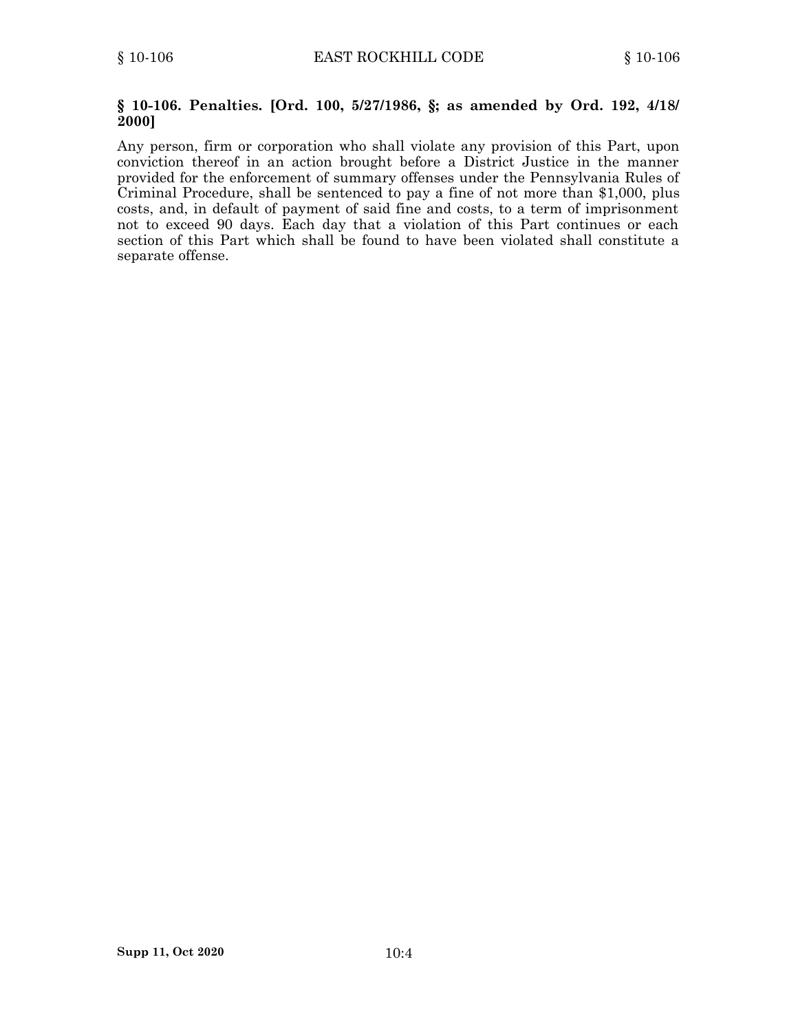**§ 10-106. Penalties. [Ord. 100, 5/27/1986, §; as amended by Ord. 192, 4/18/2000]**

Any person, firm or corporation who shall violate any provision of this Part, upon conviction thereof in an action brought before a District Justice in the manner provided for the enforcement of summary offenses under the Pennsylvania Rules of Criminal Procedure, shall be sentenced to pay a fine of not more than $1,000, plus costs, and, in default of payment of said fine and costs, to a term of imprisonment not to exceed 90 days. Each day that a violation of this Part continues or each section of this Part which shall be found to have been violated shall constitute a separate offense.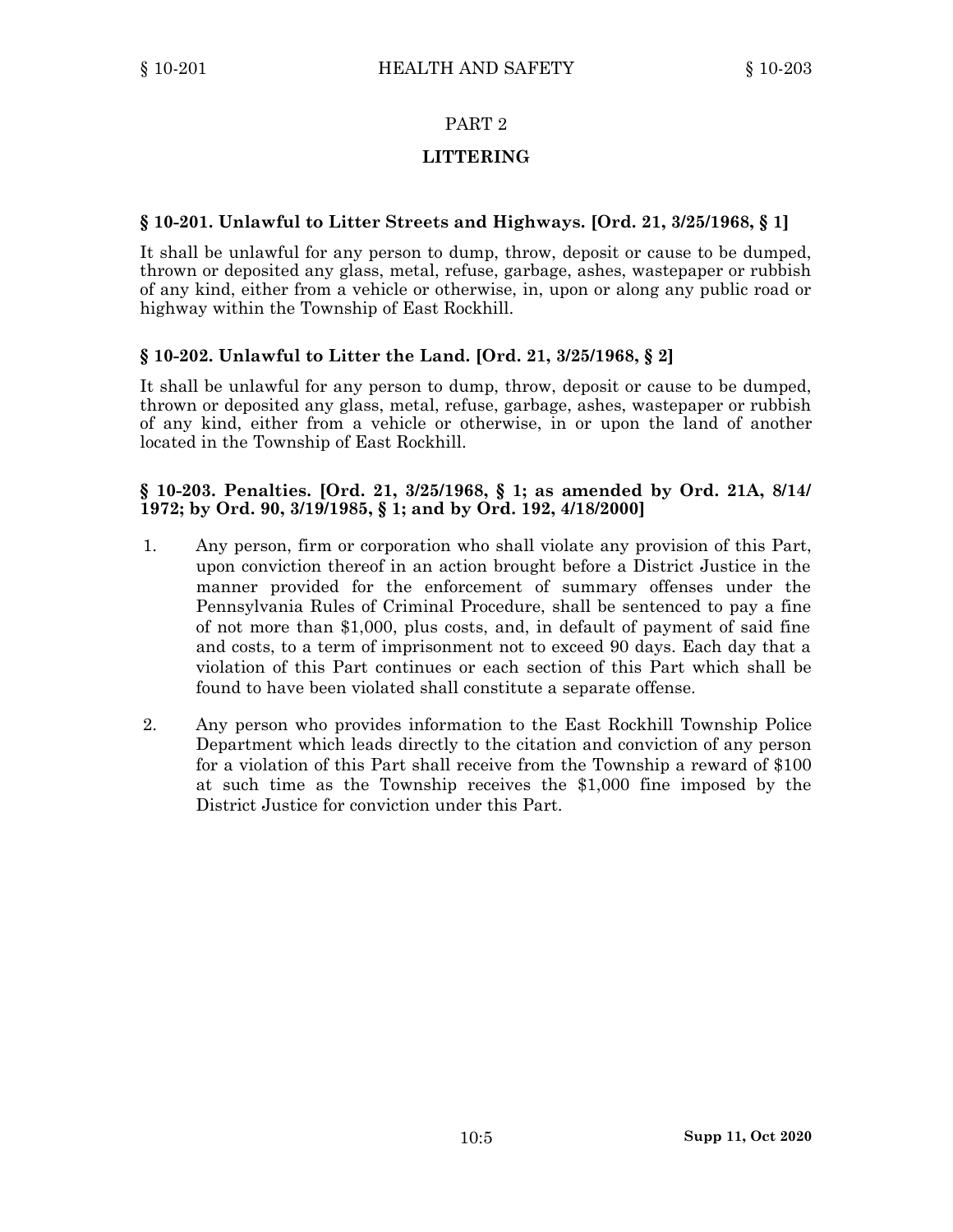# PART 2

# LITTERING

### § 10-201. Unlawful to Litter Streets and Highways. [Ord. 21, 3/25/1968, § 1]

It shall be unlawful for any person to dump, throw, deposit or cause to be dumped, thrown or deposited any glass, metal, refuse, garbage, ashes, wastepaper or rubbish of any kind, either from a vehicle or otherwise, in, upon or along any public road or highway within the Township of East Rockhill.

### § 10-202. Unlawful to Litter the Land. [Ord. 21, 3/25/1968, § 2]

It shall be unlawful for any person to dump, throw, deposit or cause to be dumped, thrown or deposited any glass, metal, refuse, garbage, ashes, wastepaper or rubbish of any kind, either from a vehicle or otherwise, in or upon the land of another located in the Township of East Rockhill.

### § 10-203. Penalties. [Ord. 21, 3/25/1968, § 1; as amended by Ord. 21A, 8/14/1972; by Ord. 90, 3/19/1985, § 1; and by Ord. 192, 4/18/2000]

1. Any person, firm or corporation who shall violate any provision of this Part, upon conviction thereof in an action brought before a District Justice in the manner provided for the enforcement of summary offenses under the Pennsylvania Rules of Criminal Procedure, shall be sentenced to pay a fine of not more than $1,000, plus costs, and, in default of payment of said fine and costs, to a term of imprisonment not to exceed 90 days. Each day that a violation of this Part continues or each section of this Part which shall be found to have been violated shall constitute a separate offense.

2. Any person who provides information to the East Rockhill Township Police Department which leads directly to the citation and conviction of any person for a violation of this Part shall receive from the Township a reward of $100 at such time as the Township receives the $1,000 fine imposed by the District Justice for conviction under this Part.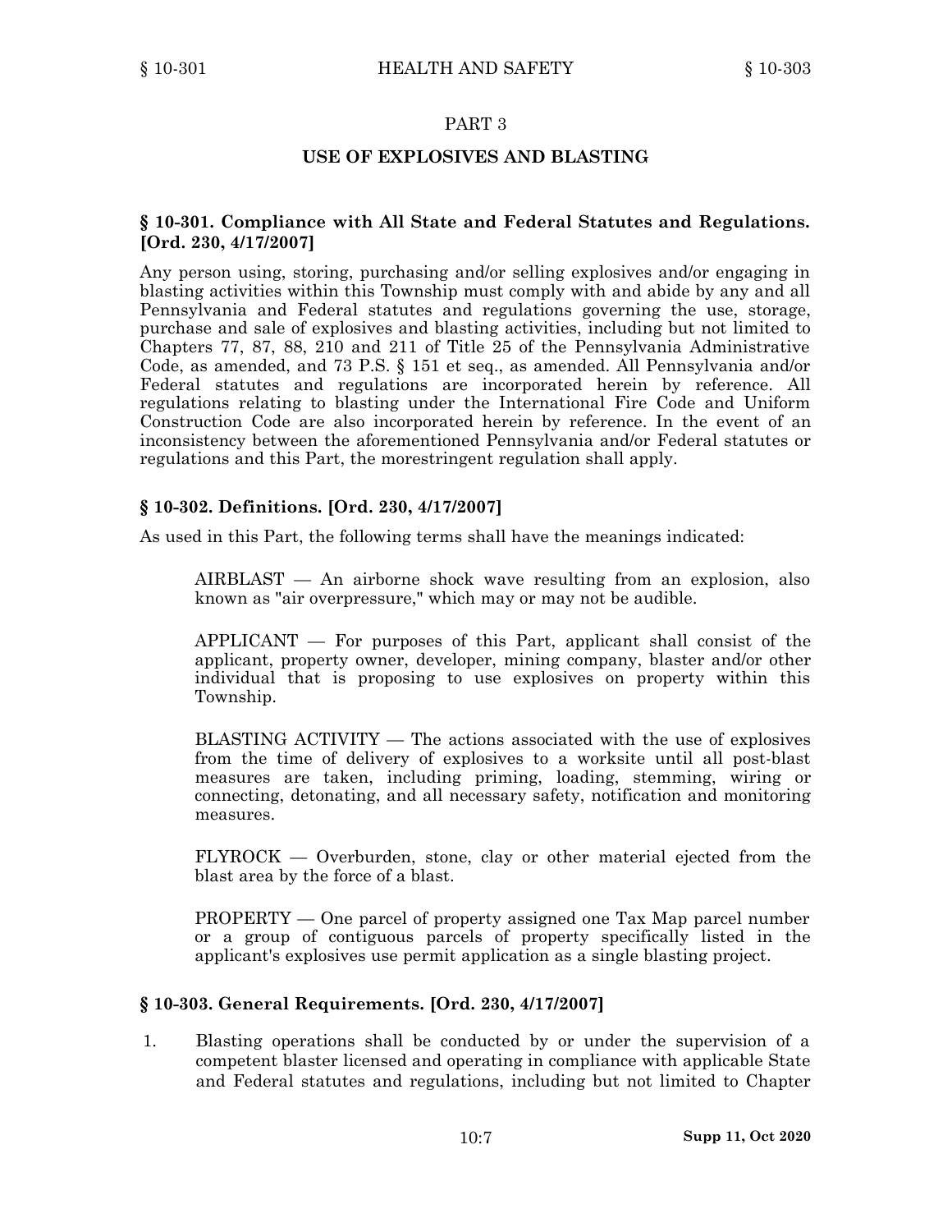## PART 3

## USE OF EXPLOSIVES AND BLASTING

### § 10-301. Compliance with All State and Federal Statutes and Regulations. [Ord. 230, 4/17/2007]

Any person using, storing, purchasing and/or selling explosives and/or engaging in blasting activities within this Township must comply with and abide by any and all Pennsylvania and Federal statutes and regulations governing the use, storage, purchase and sale of explosives and blasting activities, including but not limited to Chapters 77, 87, 88, 210 and 211 of Title 25 of the Pennsylvania Administrative Code, as amended, and 73 P.S. § 151 et seq., as amended. All Pennsylvania and/or Federal statutes and regulations are incorporated herein by reference. All regulations relating to blasting under the International Fire Code and Uniform Construction Code are also incorporated herein by reference. In the event of an inconsistency between the aforementioned Pennsylvania and/or Federal statutes or regulations and this Part, the morestringent regulation shall apply.

### § 10-302. Definitions. [Ord. 230, 4/17/2007]

As used in this Part, the following terms shall have the meanings indicated:

AIRBLAST — An airborne shock wave resulting from an explosion, also known as "air overpressure," which may or may not be audible.

APPLICANT — For purposes of this Part, applicant shall consist of the applicant, property owner, developer, mining company, blaster and/or other individual that is proposing to use explosives on property within this Township.

BLASTING ACTIVITY — The actions associated with the use of explosives from the time of delivery of explosives to a worksite until all post-blast measures are taken, including priming, loading, stemming, wiring or connecting, detonating, and all necessary safety, notification and monitoring measures.

FLYROCK — Overburden, stone, clay or other material ejected from the blast area by the force of a blast.

PROPERTY — One parcel of property assigned one Tax Map parcel number or a group of contiguous parcels of property specifically listed in the applicant's explosives use permit application as a single blasting project.

### § 10-303. General Requirements. [Ord. 230, 4/17/2007]

1. Blasting operations shall be conducted by or under the supervision of a competent blaster licensed and operating in compliance with applicable State and Federal statutes and regulations, including but not limited to Chapter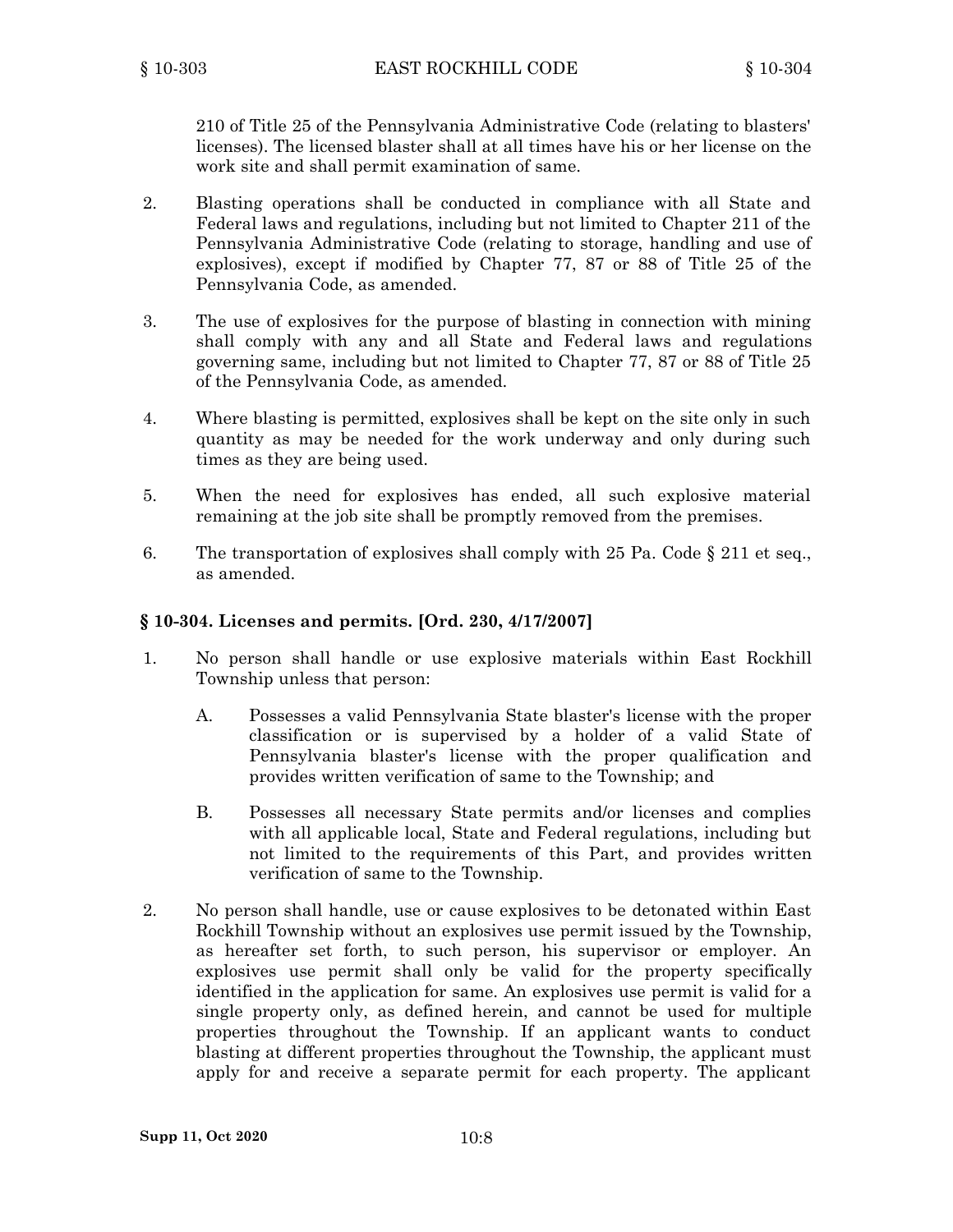210 of Title 25 of the Pennsylvania Administrative Code (relating to blasters' licenses). The licensed blaster shall at all times have his or her license on the work site and shall permit examination of same.

2. Blasting operations shall be conducted in compliance with all State and Federal laws and regulations, including but not limited to Chapter 211 of the Pennsylvania Administrative Code (relating to storage, handling and use of explosives), except if modified by Chapter 77, 87 or 88 of Title 25 of the Pennsylvania Code, as amended.

3. The use of explosives for the purpose of blasting in connection with mining shall comply with any and all State and Federal laws and regulations governing same, including but not limited to Chapter 77, 87 or 88 of Title 25 of the Pennsylvania Code, as amended.

4. Where blasting is permitted, explosives shall be kept on the site only in such quantity as may be needed for the work underway and only during such times as they are being used.

5. When the need for explosives has ended, all such explosive material remaining at the job site shall be promptly removed from the premises.

6. The transportation of explosives shall comply with 25 Pa. Code § 211 et seq., as amended.

### § 10-304. Licenses and permits. [Ord. 230, 4/17/2007]

1. No person shall handle or use explosive materials within East Rockhill Township unless that person:

   A. Possesses a valid Pennsylvania State blaster's license with the proper classification or is supervised by a holder of a valid State of Pennsylvania blaster's license with the proper qualification and provides written verification of same to the Township; and

   B. Possesses all necessary State permits and/or licenses and complies with all applicable local, State and Federal regulations, including but not limited to the requirements of this Part, and provides written verification of same to the Township.

2. No person shall handle, use or cause explosives to be detonated within East Rockhill Township without an explosives use permit issued by the Township, as hereafter set forth, to such person, his supervisor or employer. An explosives use permit shall only be valid for the property specifically identified in the application for same. An explosives use permit is valid for a single property only, as defined herein, and cannot be used for multiple properties throughout the Township. If an applicant wants to conduct blasting at different properties throughout the Township, the applicant must apply for and receive a separate permit for each property. The applicant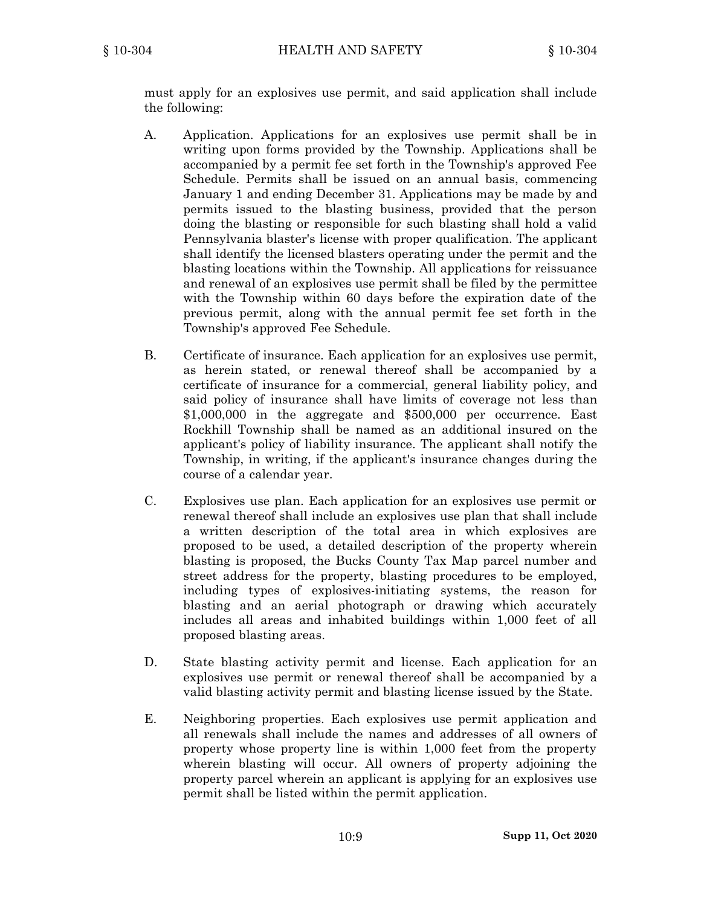must apply for an explosives use permit, and said application shall include the following:

A. Application. Applications for an explosives use permit shall be in writing upon forms provided by the Township. Applications shall be accompanied by a permit fee set forth in the Township's approved Fee Schedule. Permits shall be issued on an annual basis, commencing January 1 and ending December 31. Applications may be made by and permits issued to the blasting business, provided that the person doing the blasting or responsible for such blasting shall hold a valid Pennsylvania blaster's license with proper qualification. The applicant shall identify the licensed blasters operating under the permit and the blasting locations within the Township. All applications for reissuance and renewal of an explosives use permit shall be filed by the permittee with the Township within 60 days before the expiration date of the previous permit, along with the annual permit fee set forth in the Township's approved Fee Schedule.

B. Certificate of insurance. Each application for an explosives use permit, as herein stated, or renewal thereof shall be accompanied by a certificate of insurance for a commercial, general liability policy, and said policy of insurance shall have limits of coverage not less than $1,000,000 in the aggregate and $500,000 per occurrence. East Rockhill Township shall be named as an additional insured on the applicant's policy of liability insurance. The applicant shall notify the Township, in writing, if the applicant's insurance changes during the course of a calendar year.

C. Explosives use plan. Each application for an explosives use permit or renewal thereof shall include an explosives use plan that shall include a written description of the total area in which explosives are proposed to be used, a detailed description of the property wherein blasting is proposed, the Bucks County Tax Map parcel number and street address for the property, blasting procedures to be employed, including types of explosives-initiating systems, the reason for blasting and an aerial photograph or drawing which accurately includes all areas and inhabited buildings within 1,000 feet of all proposed blasting areas.

D. State blasting activity permit and license. Each application for an explosives use permit or renewal thereof shall be accompanied by a valid blasting activity permit and blasting license issued by the State.

E. Neighboring properties. Each explosives use permit application and all renewals shall include the names and addresses of all owners of property whose property line is within 1,000 feet from the property wherein blasting will occur. All owners of property adjoining the property parcel wherein an applicant is applying for an explosives use permit shall be listed within the permit application.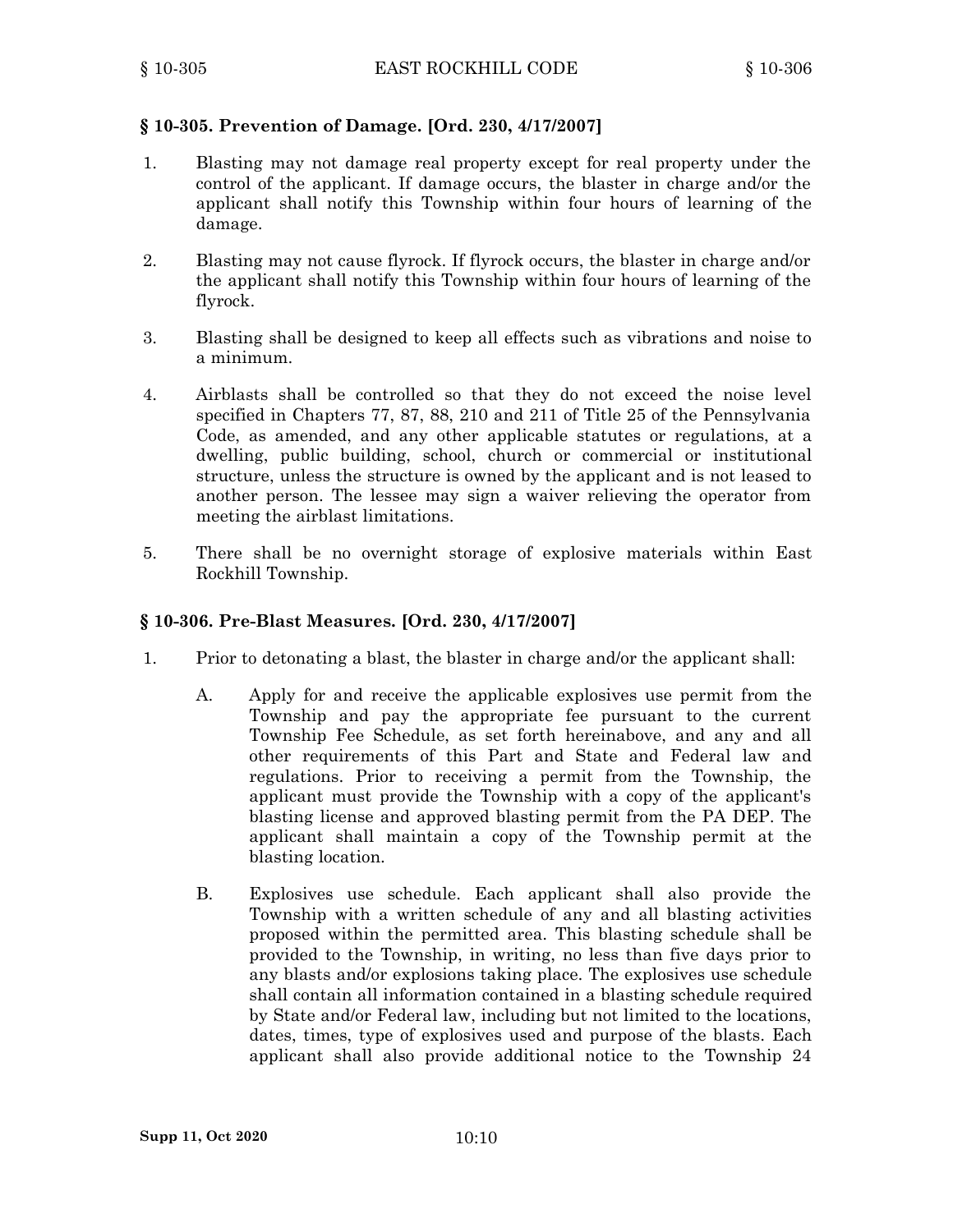## § 10-305. Prevention of Damage. [Ord. 230, 4/17/2007]

1. Blasting may not damage real property except for real property under the control of the applicant. If damage occurs, the blaster in charge and/or the applicant shall notify this Township within four hours of learning of the damage.

2. Blasting may not cause flyrock. If flyrock occurs, the blaster in charge and/or the applicant shall notify this Township within four hours of learning of the flyrock.

3. Blasting shall be designed to keep all effects such as vibrations and noise to a minimum.

4. Airblasts shall be controlled so that they do not exceed the noise level specified in Chapters 77, 87, 88, 210 and 211 of Title 25 of the Pennsylvania Code, as amended, and any other applicable statutes or regulations, at a dwelling, public building, school, church or commercial or institutional structure, unless the structure is owned by the applicant and is not leased to another person. The lessee may sign a waiver relieving the operator from meeting the airblast limitations.

5. There shall be no overnight storage of explosive materials within East Rockhill Township.

## § 10-306. Pre-Blast Measures. [Ord. 230, 4/17/2007]

1. Prior to detonating a blast, the blaster in charge and/or the applicant shall:

   A. Apply for and receive the applicable explosives use permit from the Township and pay the appropriate fee pursuant to the current Township Fee Schedule, as set forth hereinabove, and any and all other requirements of this Part and State and Federal law and regulations. Prior to receiving a permit from the Township, the applicant must provide the Township with a copy of the applicant's blasting license and approved blasting permit from the PA DEP. The applicant shall maintain a copy of the Township permit at the blasting location.

   B. Explosives use schedule. Each applicant shall also provide the Township with a written schedule of any and all blasting activities proposed within the permitted area. This blasting schedule shall be provided to the Township, in writing, no less than five days prior to any blasts and/or explosions taking place. The explosives use schedule shall contain all information contained in a blasting schedule required by State and/or Federal law, including but not limited to the locations, dates, times, type of explosives used and purpose of the blasts. Each applicant shall also provide additional notice to the Township 24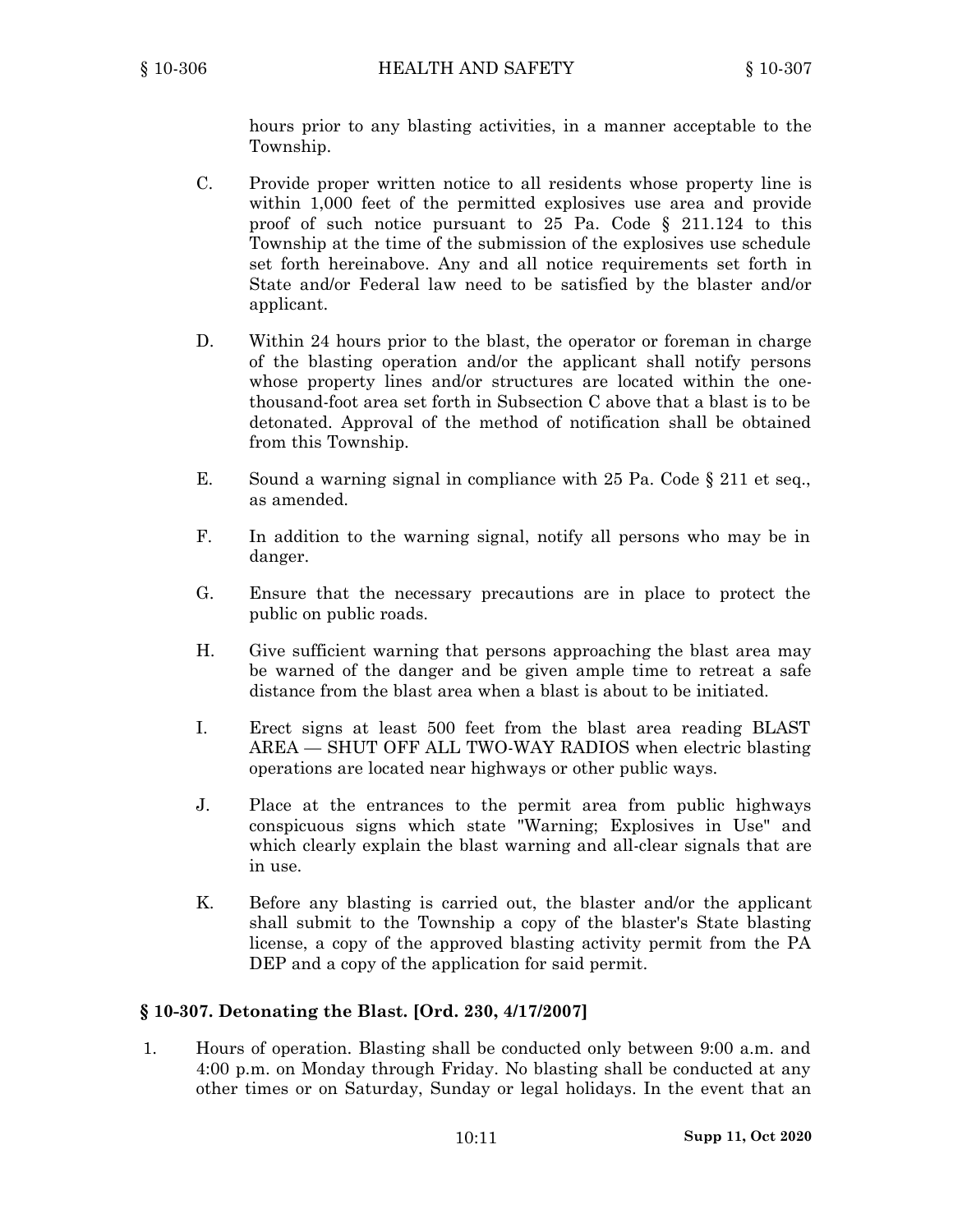hours prior to any blasting activities, in a manner acceptable to the Township.

C. Provide proper written notice to all residents whose property line is within 1,000 feet of the permitted explosives use area and provide proof of such notice pursuant to 25 Pa. Code § 211.124 to this Township at the time of the submission of the explosives use schedule set forth hereinabove. Any and all notice requirements set forth in State and/or Federal law need to be satisfied by the blaster and/or applicant.

D. Within 24 hours prior to the blast, the operator or foreman in charge of the blasting operation and/or the applicant shall notify persons whose property lines and/or structures are located within the one-thousand-foot area set forth in Subsection C above that a blast is to be detonated. Approval of the method of notification shall be obtained from this Township.

E. Sound a warning signal in compliance with 25 Pa. Code § 211 et seq., as amended.

F. In addition to the warning signal, notify all persons who may be in danger.

G. Ensure that the necessary precautions are in place to protect the public on public roads.

H. Give sufficient warning that persons approaching the blast area may be warned of the danger and be given ample time to retreat a safe distance from the blast area when a blast is about to be initiated.

I. Erect signs at least 500 feet from the blast area reading BLAST AREA — SHUT OFF ALL TWO-WAY RADIOS when electric blasting operations are located near highways or other public ways.

J. Place at the entrances to the permit area from public highways conspicuous signs which state "Warning; Explosives in Use" and which clearly explain the blast warning and all-clear signals that are in use.

K. Before any blasting is carried out, the blaster and/or the applicant shall submit to the Township a copy of the blaster's State blasting license, a copy of the approved blasting activity permit from the PA DEP and a copy of the application for said permit.

## § 10-307. Detonating the Blast. [Ord. 230, 4/17/2007]

1. Hours of operation. Blasting shall be conducted only between 9:00 a.m. and 4:00 p.m. on Monday through Friday. No blasting shall be conducted at any other times or on Saturday, Sunday or legal holidays. In the event that an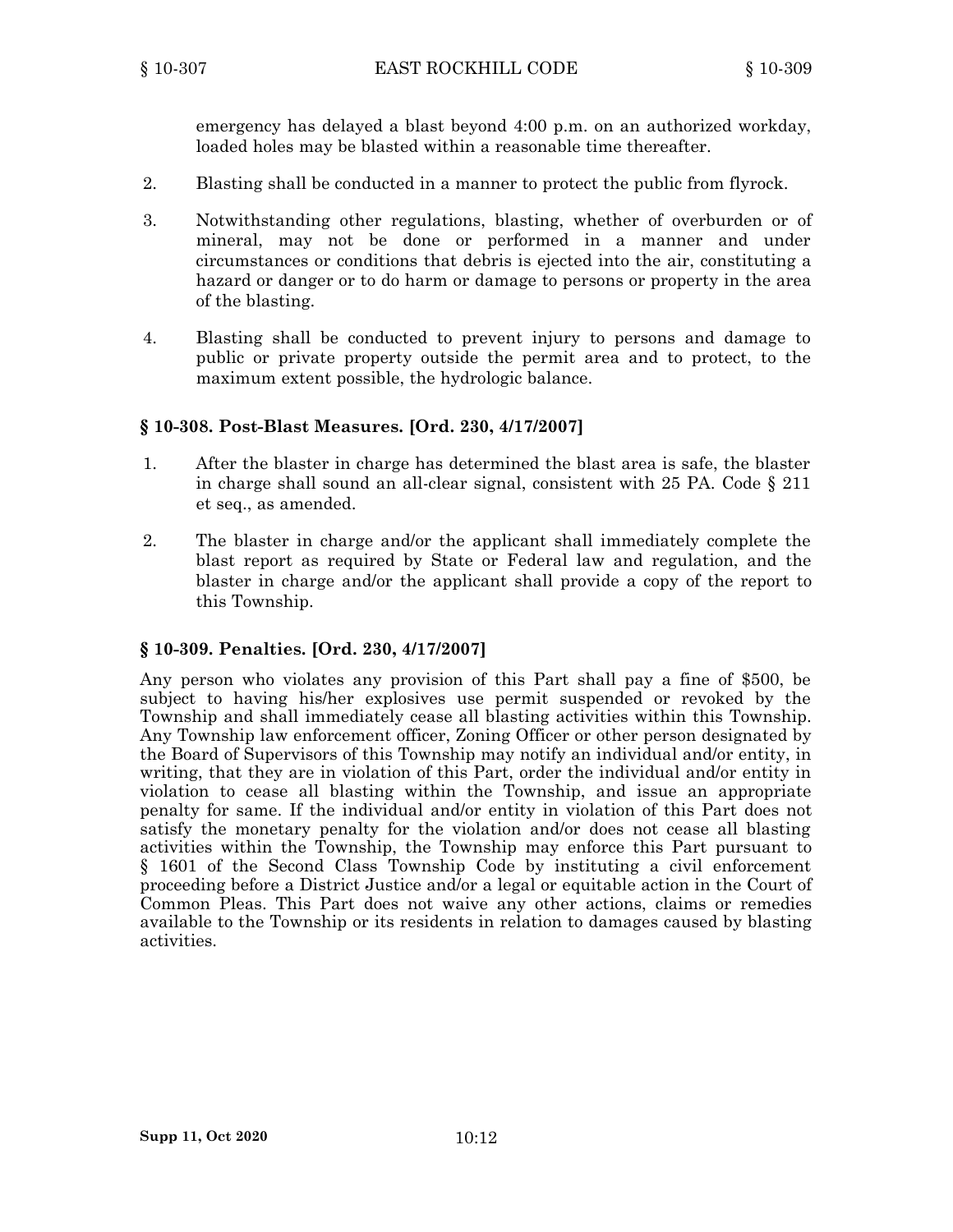emergency has delayed a blast beyond 4:00 p.m. on an authorized workday, loaded holes may be blasted within a reasonable time thereafter.

2. Blasting shall be conducted in a manner to protect the public from flyrock.

3. Notwithstanding other regulations, blasting, whether of overburden or of mineral, may not be done or performed in a manner and under circumstances or conditions that debris is ejected into the air, constituting a hazard or danger or to do harm or damage to persons or property in the area of the blasting.

4. Blasting shall be conducted to prevent injury to persons and damage to public or private property outside the permit area and to protect, to the maximum extent possible, the hydrologic balance.

### § 10-308. Post-Blast Measures. [Ord. 230, 4/17/2007]

1. After the blaster in charge has determined the blast area is safe, the blaster in charge shall sound an all-clear signal, consistent with 25 PA. Code § 211 et seq., as amended.

2. The blaster in charge and/or the applicant shall immediately complete the blast report as required by State or Federal law and regulation, and the blaster in charge and/or the applicant shall provide a copy of the report to this Township.

### § 10-309. Penalties. [Ord. 230, 4/17/2007]

Any person who violates any provision of this Part shall pay a fine of $500, be subject to having his/her explosives use permit suspended or revoked by the Township and shall immediately cease all blasting activities within this Township. Any Township law enforcement officer, Zoning Officer or other person designated by the Board of Supervisors of this Township may notify an individual and/or entity, in writing, that they are in violation of this Part, order the individual and/or entity in violation to cease all blasting within the Township, and issue an appropriate penalty for same. If the individual and/or entity in violation of this Part does not satisfy the monetary penalty for the violation and/or does not cease all blasting activities within the Township, the Township may enforce this Part pursuant to § 1601 of the Second Class Township Code by instituting a civil enforcement proceeding before a District Justice and/or a legal or equitable action in the Court of Common Pleas. This Part does not waive any other actions, claims or remedies available to the Township or its residents in relation to damages caused by blasting activities.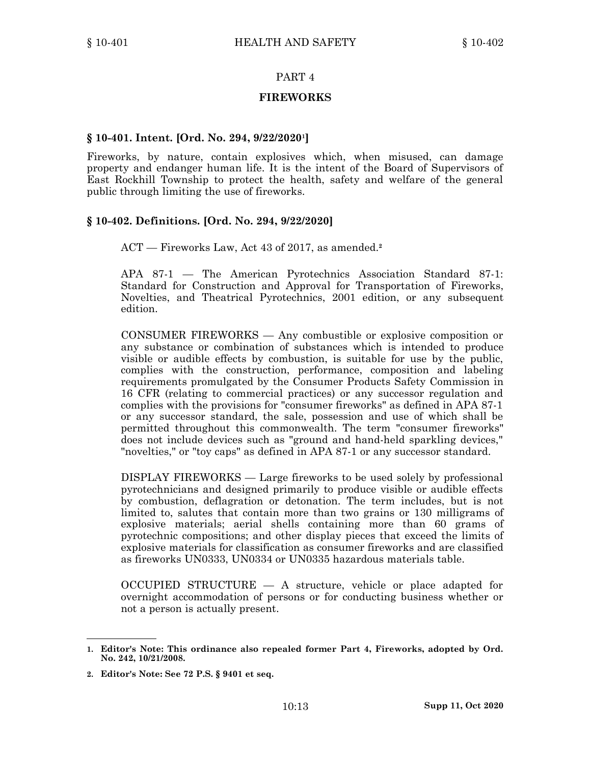# PART 4

## FIREWORKS

### § 10-401. Intent. [Ord. No. 294, 9/22/2020[1]]

Fireworks, by nature, contain explosives which, when misused, can damage property and endanger human life. It is the intent of the Board of Supervisors of East Rockhill Township to protect the health, safety and welfare of the general public through limiting the use of fireworks.

### § 10-402. Definitions. [Ord. No. 294, 9/22/2020]

ACT — Fireworks Law, Act 43 of 2017, as amended.[2]

APA 87-1 — The American Pyrotechnics Association Standard 87-1: Standard for Construction and Approval for Transportation of Fireworks, Novelties, and Theatrical Pyrotechnics, 2001 edition, or any subsequent edition.

CONSUMER FIREWORKS — Any combustible or explosive composition or any substance or combination of substances which is intended to produce visible or audible effects by combustion, is suitable for use by the public, complies with the construction, performance, composition and labeling requirements promulgated by the Consumer Products Safety Commission in 16 CFR (relating to commercial practices) or any successor regulation and complies with the provisions for "consumer fireworks" as defined in APA 87-1 or any successor standard, the sale, possession and use of which shall be permitted throughout this commonwealth. The term "consumer fireworks" does not include devices such as "ground and hand-held sparkling devices," "novelties," or "toy caps" as defined in APA 87-1 or any successor standard.

DISPLAY FIREWORKS — Large fireworks to be used solely by professional pyrotechnicians and designed primarily to produce visible or audible effects by combustion, deflagration or detonation. The term includes, but is not limited to, salutes that contain more than two grains or 130 milligrams of explosive materials; aerial shells containing more than 60 grams of pyrotechnic compositions; and other display pieces that exceed the limits of explosive materials for classification as consumer fireworks and are classified as fireworks UN0333, UN0334 or UN0335 hazardous materials table.

OCCUPIED STRUCTURE — A structure, vehicle or place adapted for overnight accommodation of persons or for conducting business whether or not a person is actually present.

---

1. **Editor's Note: This ordinance also repealed former Part 4, Fireworks, adopted by Ord. No. 242, 10/21/2008.**

2. **Editor's Note: See 72 P.S. § 9401 et seq.**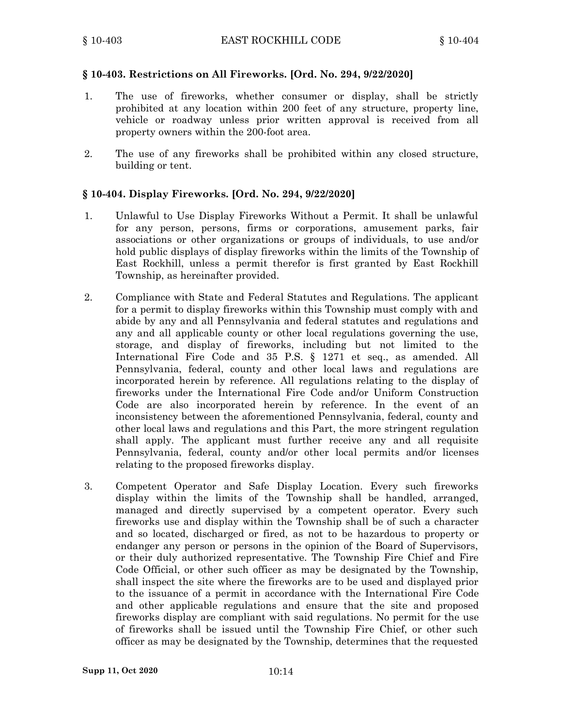## § 10-403. Restrictions on All Fireworks. [Ord. No. 294, 9/22/2020]

1. The use of fireworks, whether consumer or display, shall be strictly prohibited at any location within 200 feet of any structure, property line, vehicle or roadway unless prior written approval is received from all property owners within the 200-foot area.

2. The use of any fireworks shall be prohibited within any closed structure, building or tent.

## § 10-404. Display Fireworks. [Ord. No. 294, 9/22/2020]

1. Unlawful to Use Display Fireworks Without a Permit. It shall be unlawful for any person, persons, firms or corporations, amusement parks, fair associations or other organizations or groups of individuals, to use and/or hold public displays of display fireworks within the limits of the Township of East Rockhill, unless a permit therefor is first granted by East Rockhill Township, as hereinafter provided.

2. Compliance with State and Federal Statutes and Regulations. The applicant for a permit to display fireworks within this Township must comply with and abide by any and all Pennsylvania and federal statutes and regulations and any and all applicable county or other local regulations governing the use, storage, and display of fireworks, including but not limited to the International Fire Code and 35 P.S. § 1271 et seq., as amended. All Pennsylvania, federal, county and other local laws and regulations are incorporated herein by reference. All regulations relating to the display of fireworks under the International Fire Code and/or Uniform Construction Code are also incorporated herein by reference. In the event of an inconsistency between the aforementioned Pennsylvania, federal, county and other local laws and regulations and this Part, the more stringent regulation shall apply. The applicant must further receive any and all requisite Pennsylvania, federal, county and/or other local permits and/or licenses relating to the proposed fireworks display.

3. Competent Operator and Safe Display Location. Every such fireworks display within the limits of the Township shall be handled, arranged, managed and directly supervised by a competent operator. Every such fireworks use and display within the Township shall be of such a character and so located, discharged or fired, as not to be hazardous to property or endanger any person or persons in the opinion of the Board of Supervisors, or their duly authorized representative. The Township Fire Chief and Fire Code Official, or other such officer as may be designated by the Township, shall inspect the site where the fireworks are to be used and displayed prior to the issuance of a permit in accordance with the International Fire Code and other applicable regulations and ensure that the site and proposed fireworks display are compliant with said regulations. No permit for the use of fireworks shall be issued until the Township Fire Chief, or other such officer as may be designated by the Township, determines that the requested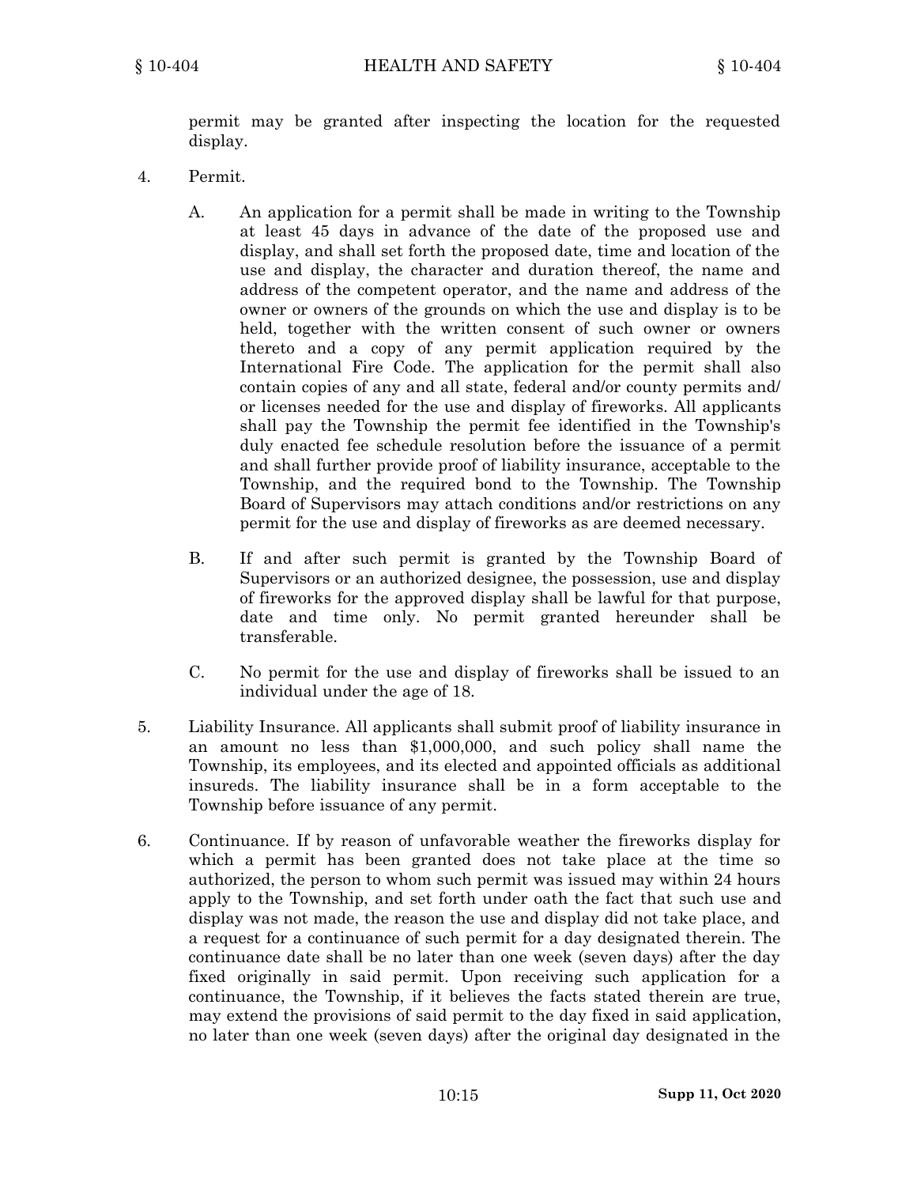permit may be granted after inspecting the location for the requested display.

4. Permit.

   A. An application for a permit shall be made in writing to the Township at least 45 days in advance of the date of the proposed use and display, and shall set forth the proposed date, time and location of the use and display, the character and duration thereof, the name and address of the competent operator, and the name and address of the owner or owners of the grounds on which the use and display is to be held, together with the written consent of such owner or owners thereto and a copy of any permit application required by the International Fire Code. The application for the permit shall also contain copies of any and all state, federal and/or county permits and/or licenses needed for the use and display of fireworks. All applicants shall pay the Township the permit fee identified in the Township's duly enacted fee schedule resolution before the issuance of a permit and shall further provide proof of liability insurance, acceptable to the Township, and the required bond to the Township. The Township Board of Supervisors may attach conditions and/or restrictions on any permit for the use and display of fireworks as are deemed necessary.

   B. If and after such permit is granted by the Township Board of Supervisors or an authorized designee, the possession, use and display of fireworks for the approved display shall be lawful for that purpose, date and time only. No permit granted hereunder shall be transferable.

   C. No permit for the use and display of fireworks shall be issued to an individual under the age of 18.

5. Liability Insurance. All applicants shall submit proof of liability insurance in an amount no less than $1,000,000, and such policy shall name the Township, its employees, and its elected and appointed officials as additional insureds. The liability insurance shall be in a form acceptable to the Township before issuance of any permit.

6. Continuance. If by reason of unfavorable weather the fireworks display for which a permit has been granted does not take place at the time so authorized, the person to whom such permit was issued may within 24 hours apply to the Township, and set forth under oath the fact that such use and display was not made, the reason the use and display did not take place, and a request for a continuance of such permit for a day designated therein. The continuance date shall be no later than one week (seven days) after the day fixed originally in said permit. Upon receiving such application for a continuance, the Township, if it believes the facts stated therein are true, may extend the provisions of said permit to the day fixed in said application, no later than one week (seven days) after the original day designated in the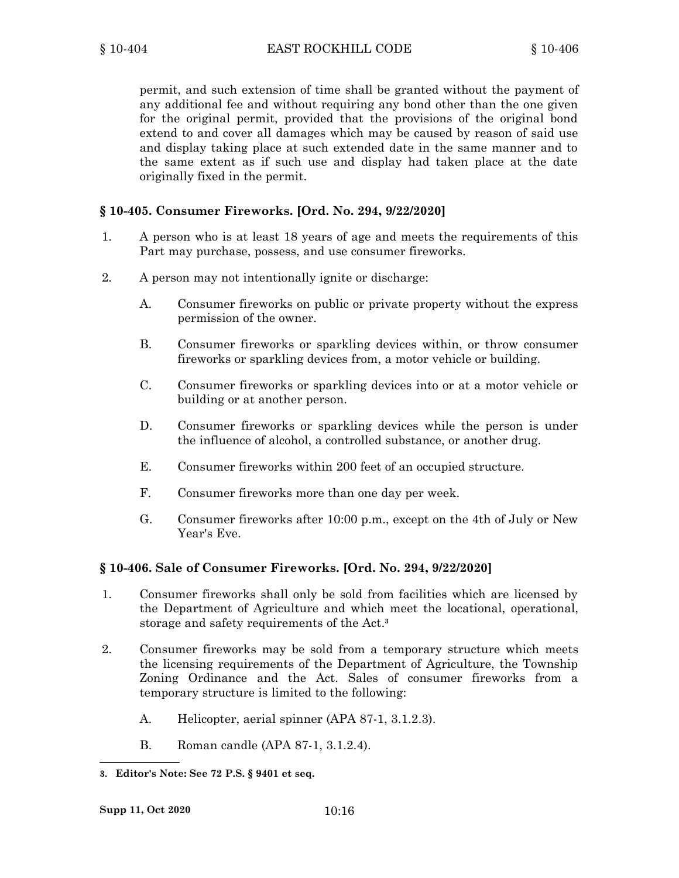permit, and such extension of time shall be granted without the payment of any additional fee and without requiring any bond other than the one given for the original permit, provided that the provisions of the original bond extend to and cover all damages which may be caused by reason of said use and display taking place at such extended date in the same manner and to the same extent as if such use and display had taken place at the date originally fixed in the permit.

### § 10-405. Consumer Fireworks. [Ord. No. 294, 9/22/2020]

1. A person who is at least 18 years of age and meets the requirements of this Part may purchase, possess, and use consumer fireworks.

2. A person may not intentionally ignite or discharge:

   A. Consumer fireworks on public or private property without the express permission of the owner.

   B. Consumer fireworks or sparkling devices within, or throw consumer fireworks or sparkling devices from, a motor vehicle or building.

   C. Consumer fireworks or sparkling devices into or at a motor vehicle or building or at another person.

   D. Consumer fireworks or sparkling devices while the person is under the influence of alcohol, a controlled substance, or another drug.

   E. Consumer fireworks within 200 feet of an occupied structure.

   F. Consumer fireworks more than one day per week.

   G. Consumer fireworks after 10:00 p.m., except on the 4th of July or New Year's Eve.

### § 10-406. Sale of Consumer Fireworks. [Ord. No. 294, 9/22/2020]

1. Consumer fireworks shall only be sold from facilities which are licensed by the Department of Agriculture and which meet the locational, operational, storage and safety requirements of the Act.[3]

2. Consumer fireworks may be sold from a temporary structure which meets the licensing requirements of the Department of Agriculture, the Township Zoning Ordinance and the Act. Sales of consumer fireworks from a temporary structure is limited to the following:

   A. Helicopter, aerial spinner (APA 87-1, 3.1.2.3).

   B. Roman candle (APA 87-1, 3.1.2.4).

---

[3] **Editor's Note: See 72 P.S. § 9401 et seq.**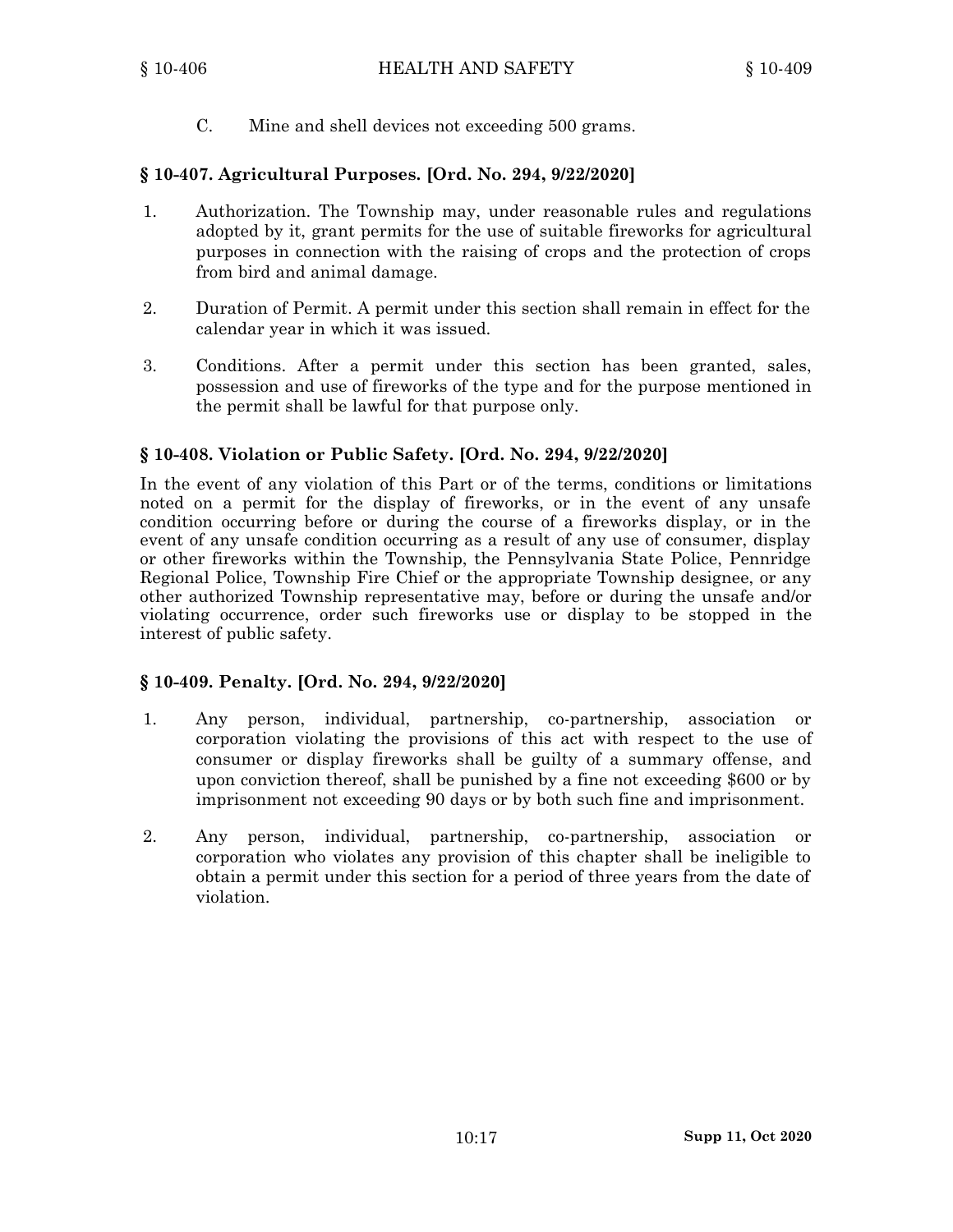C. Mine and shell devices not exceeding 500 grams.

### § 10-407. Agricultural Purposes. [Ord. No. 294, 9/22/2020]

1. Authorization. The Township may, under reasonable rules and regulations adopted by it, grant permits for the use of suitable fireworks for agricultural purposes in connection with the raising of crops and the protection of crops from bird and animal damage.

2. Duration of Permit. A permit under this section shall remain in effect for the calendar year in which it was issued.

3. Conditions. After a permit under this section has been granted, sales, possession and use of fireworks of the type and for the purpose mentioned in the permit shall be lawful for that purpose only.

### § 10-408. Violation or Public Safety. [Ord. No. 294, 9/22/2020]

In the event of any violation of this Part or of the terms, conditions or limitations noted on a permit for the display of fireworks, or in the event of any unsafe condition occurring before or during the course of a fireworks display, or in the event of any unsafe condition occurring as a result of any use of consumer, display or other fireworks within the Township, the Pennsylvania State Police, Pennridge Regional Police, Township Fire Chief or the appropriate Township designee, or any other authorized Township representative may, before or during the unsafe and/or violating occurrence, order such fireworks use or display to be stopped in the interest of public safety.

### § 10-409. Penalty. [Ord. No. 294, 9/22/2020]

1. Any person, individual, partnership, co-partnership, association or corporation violating the provisions of this act with respect to the use of consumer or display fireworks shall be guilty of a summary offense, and upon conviction thereof, shall be punished by a fine not exceeding $600 or by imprisonment not exceeding 90 days or by both such fine and imprisonment.

2. Any person, individual, partnership, co-partnership, association or corporation who violates any provision of this chapter shall be ineligible to obtain a permit under this section for a period of three years from the date of violation.